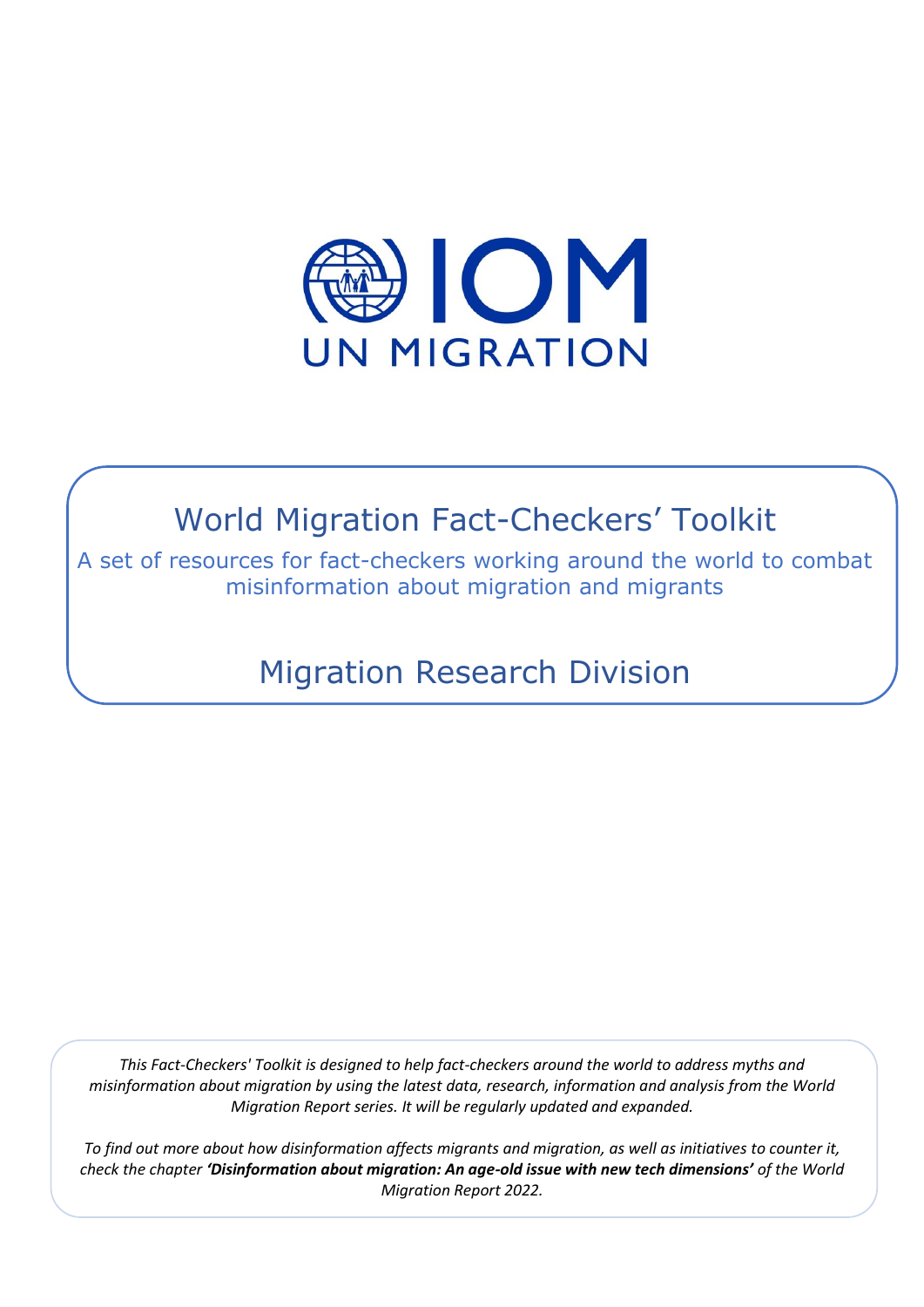IOM

UN MIGRATION

# World Migration Fact-Checkers' Toolkit

A set of resources for fact-checkers working around the world to combat misinformation about migration and migrants

## Migration Research Division

*This Fact-Checkers' Toolkit is designed to help fact-checkers around the world to address myths and misinformation about migration by using the latest data, research, information and analysis from the World Migration Report series. It will be regularly updated and expanded.*

*To find out more about how disinformation affects migrants and migration, as well as initiatives to counter it, check the chapter* ***'Disinformation about migration: An age-old issue with new tech dimensions'*** *of the World Migration Report 2022.*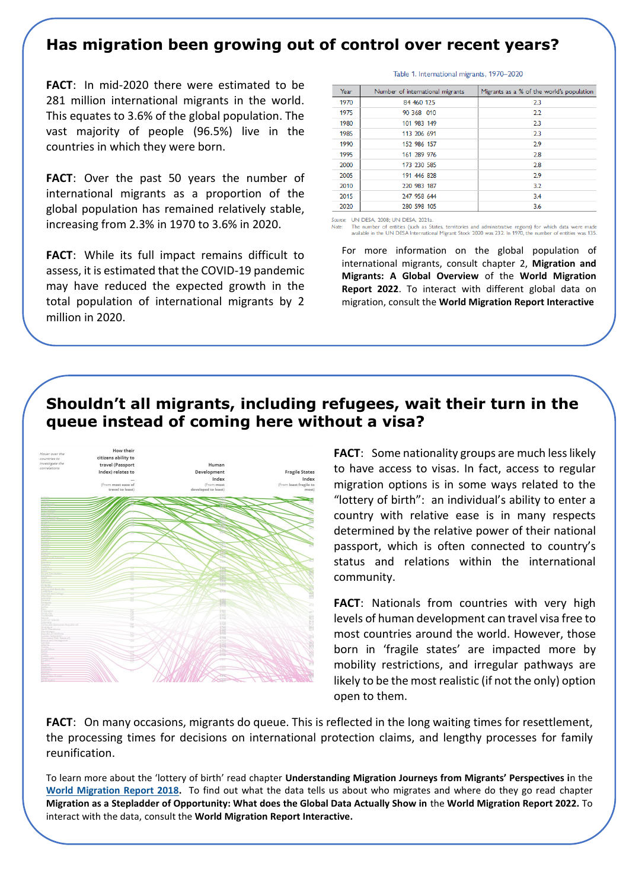## Has migration been growing out of control over recent years?

**FACT**: In mid-2020 there were estimated to be 281 million international migrants in the world. This equates to 3.6% of the global population. The vast majority of people (96.5%) live in the countries in which they were born.

**FACT**: Over the past 50 years the number of international migrants as a proportion of the global population has remained relatively stable, increasing from 2.3% in 1970 to 3.6% in 2020.

**FACT**: While its full impact remains difficult to assess, it is estimated that the COVID-19 pandemic may have reduced the expected growth in the total population of international migrants by 2 million in 2020.

Table 1. International migrants, 1970–2020

| Year | Number of international migrants | Migrants as a % of the world's population |
|---|---|---|
| 1970 | 84 460 125 | 2.3 |
| 1975 | 90 368 010 | 2.2 |
| 1980 | 101 983 149 | 2.3 |
| 1985 | 113 206 691 | 2.3 |
| 1990 | 152 986 157 | 2.9 |
| 1995 | 161 289 976 | 2.8 |
| 2000 | 173 230 585 | 2.8 |
| 2005 | 191 446 828 | 2.9 |
| 2010 | 220 983 187 | 3.2 |
| 2015 | 247 958 644 | 3.4 |
| 2020 | 280 598 105 | 3.6 |

*Source:* UN DESA, 2008; UN DESA, 2021a.
*Note:* The number of entities (such as States, territories and administrative regions) for which data were made available in the UN DESA International Migrant Stock 2020 was 232. In 1970, the number of entities was 135.

For more information on the global population of international migrants, consult chapter 2, **Migration and Migrants: A Global Overview** of the **World Migration Report 2022**. To interact with different global data on migration, consult the **World Migration Report Interactive**

## Shouldn't all migrants, including refugees, wait their turn in the queue instead of coming here without a visa?

Hover over the countries to investigate the correlations | How their citizens ability to travel (Passport Index) relates to ... (From most ease of travel to least) | Human Development Index (From most developed to least) | Fragile States Index (From least fragile to most)

**FACT**: Some nationality groups are much less likely to have access to visas. In fact, access to regular migration options is in some ways related to the "lottery of birth": an individual's ability to enter a country with relative ease is in many respects determined by the relative power of their national passport, which is often connected to country's status and relations within the international community.

**FACT**: Nationals from countries with very high levels of human development can travel visa free to most countries around the world. However, those born in 'fragile states' are impacted more by mobility restrictions, and irregular pathways are likely to be the most realistic (if not the only) option open to them.

**FACT**: On many occasions, migrants do queue. This is reflected in the long waiting times for resettlement, the processing times for decisions on international protection claims, and lengthy processes for family reunification.

To learn more about the 'lottery of birth' read chapter **Understanding Migration Journeys from Migrants' Perspectives i**n the **World Migration Report 2018.** To find out what the data tells us about who migrates and where do they go read chapter **Migration as a Stepladder of Opportunity: What does the Global Data Actually Show in** the **World Migration Report 2022.** To interact with the data, consult the **World Migration Report Interactive.**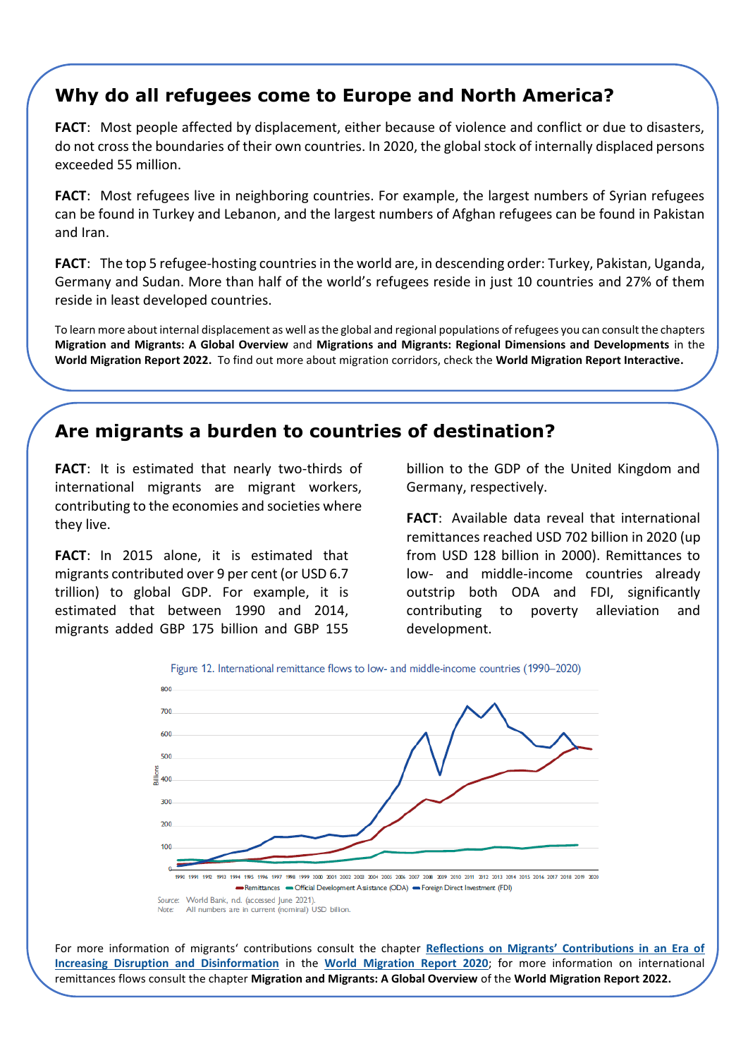## Why do all refugees come to Europe and North America?

**FACT**: Most people affected by displacement, either because of violence and conflict or due to disasters, do not cross the boundaries of their own countries. In 2020, the global stock of internally displaced persons exceeded 55 million.

**FACT**: Most refugees live in neighboring countries. For example, the largest numbers of Syrian refugees can be found in Turkey and Lebanon, and the largest numbers of Afghan refugees can be found in Pakistan and Iran.

**FACT**: The top 5 refugee-hosting countries in the world are, in descending order: Turkey, Pakistan, Uganda, Germany and Sudan. More than half of the world's refugees reside in just 10 countries and 27% of them reside in least developed countries.

To learn more about internal displacement as well as the global and regional populations of refugees you can consult the chapters **Migration and Migrants: A Global Overview** and **Migrations and Migrants: Regional Dimensions and Developments** in the **World Migration Report 2022.** To find out more about migration corridors, check the **World Migration Report Interactive.**

## Are migrants a burden to countries of destination?

**FACT**: It is estimated that nearly two-thirds of international migrants are migrant workers, contributing to the economies and societies where they live.

**FACT**: In 2015 alone, it is estimated that migrants contributed over 9 per cent (or USD 6.7 trillion) to global GDP. For example, it is estimated that between 1990 and 2014, migrants added GBP 175 billion and GBP 155 billion to the GDP of the United Kingdom and Germany, respectively.

**FACT**: Available data reveal that international remittances reached USD 702 billion in 2020 (up from USD 128 billion in 2000). Remittances to low- and middle-income countries already outstrip both ODA and FDI, significantly contributing to poverty alleviation and development.

Figure 12. International remittance flows to low- and middle-income countries (1990–2020)

Source: World Bank, n.d. (accessed June 2021).
Note: All numbers are in current (nominal) USD billion.

For more information of migrants' contributions consult the chapter [Reflections on Migrants' Contributions in an Era of Increasing Disruption and Disinformation]() in the [World Migration Report 2020](); for more information on international remittances flows consult the chapter **Migration and Migrants: A Global Overview** of the **World Migration Report 2022.**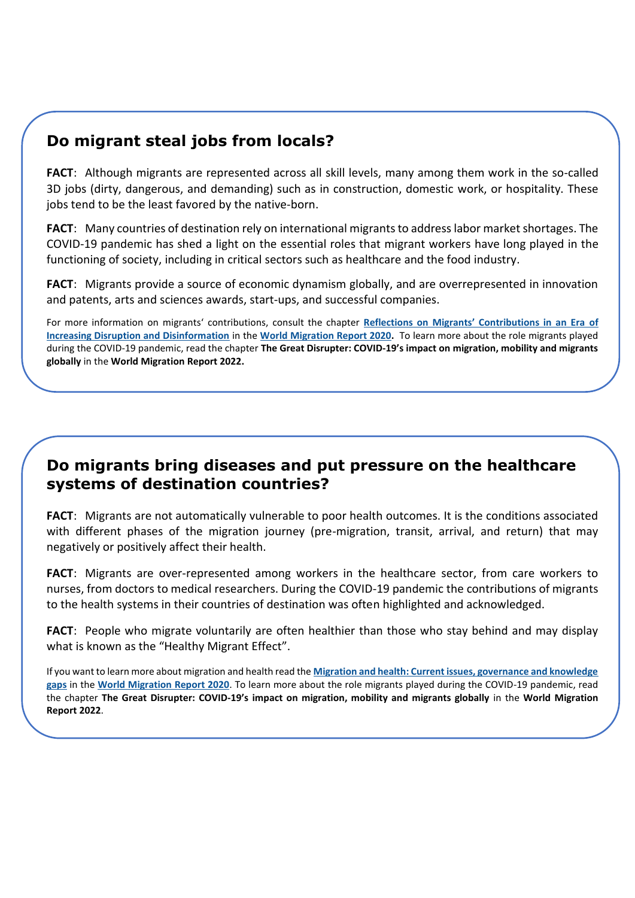## Do migrant steal jobs from locals?

**FACT**: Although migrants are represented across all skill levels, many among them work in the so-called 3D jobs (dirty, dangerous, and demanding) such as in construction, domestic work, or hospitality. These jobs tend to be the least favored by the native-born.

**FACT**: Many countries of destination rely on international migrants to address labor market shortages. The COVID-19 pandemic has shed a light on the essential roles that migrant workers have long played in the functioning of society, including in critical sectors such as healthcare and the food industry.

**FACT**: Migrants provide a source of economic dynamism globally, and are overrepresented in innovation and patents, arts and sciences awards, start-ups, and successful companies.

For more information on migrants' contributions, consult the chapter **Reflections on Migrants' Contributions in an Era of Increasing Disruption and Disinformation** in the **World Migration Report 2020.** To learn more about the role migrants played during the COVID-19 pandemic, read the chapter **The Great Disrupter: COVID-19's impact on migration, mobility and migrants globally** in the **World Migration Report 2022.**

## Do migrants bring diseases and put pressure on the healthcare systems of destination countries?

**FACT**: Migrants are not automatically vulnerable to poor health outcomes. It is the conditions associated with different phases of the migration journey (pre-migration, transit, arrival, and return) that may negatively or positively affect their health.

**FACT**: Migrants are over-represented among workers in the healthcare sector, from care workers to nurses, from doctors to medical researchers. During the COVID-19 pandemic the contributions of migrants to the health systems in their countries of destination was often highlighted and acknowledged.

**FACT**: People who migrate voluntarily are often healthier than those who stay behind and may display what is known as the "Healthy Migrant Effect".

If you want to learn more about migration and health read the **Migration and health: Current issues, governance and knowledge gaps** in the **World Migration Report 2020**. To learn more about the role migrants played during the COVID-19 pandemic, read the chapter **The Great Disrupter: COVID-19's impact on migration, mobility and migrants globally** in the **World Migration Report 2022**.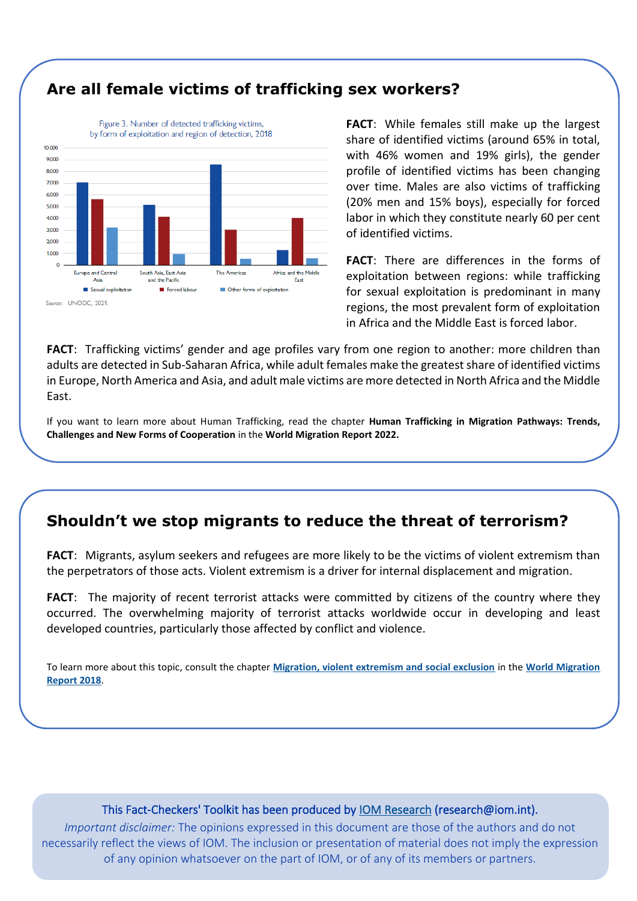## Are all female victims of trafficking sex workers?

Figure 3. Number of detected trafficking victims, by form of exploitation and region of detection, 2018

10,000
9,000
8,000
7,000
6,000
5,000
4,000
3,000
2,000
1,000
0

Europe and Central Asia
South Asia, East Asia and the Pacific
The Americas
Africa and the Middle East

Sexual exploitation
Forced labour
Other forms of exploitation

*Source:* UNODC, 2021.

**FACT**: While females still make up the largest share of identified victims (around 65% in total, with 46% women and 19% girls), the gender profile of identified victims has been changing over time. Males are also victims of trafficking (20% men and 15% boys), especially for forced labor in which they constitute nearly 60 per cent of identified victims.

**FACT**: There are differences in the forms of exploitation between regions: while trafficking for sexual exploitation is predominant in many regions, the most prevalent form of exploitation in Africa and the Middle East is forced labor.

**FACT**: Trafficking victims' gender and age profiles vary from one region to another: more children than adults are detected in Sub-Saharan Africa, while adult females make the greatest share of identified victims in Europe, North America and Asia, and adult male victims are more detected in North Africa and the Middle East.

If you want to learn more about Human Trafficking, read the chapter **Human Trafficking in Migration Pathways: Trends, Challenges and New Forms of Cooperation** in the **World Migration Report 2022.**

## Shouldn't we stop migrants to reduce the threat of terrorism?

**FACT**: Migrants, asylum seekers and refugees are more likely to be the victims of violent extremism than the perpetrators of those acts. Violent extremism is a driver for internal displacement and migration.

**FACT**: The majority of recent terrorist attacks were committed by citizens of the country where they occurred. The overwhelming majority of terrorist attacks worldwide occur in developing and least developed countries, particularly those affected by conflict and violence.

To learn more about this topic, consult the chapter **Migration, violent extremism and social exclusion** in the **World Migration Report 2018**.

This Fact-Checkers' Toolkit has been produced by IOM Research (research@iom.int).

*Important disclaimer:* The opinions expressed in this document are those of the authors and do not necessarily reflect the views of IOM. The inclusion or presentation of material does not imply the expression of any opinion whatsoever on the part of IOM, or of any of its members or partners.